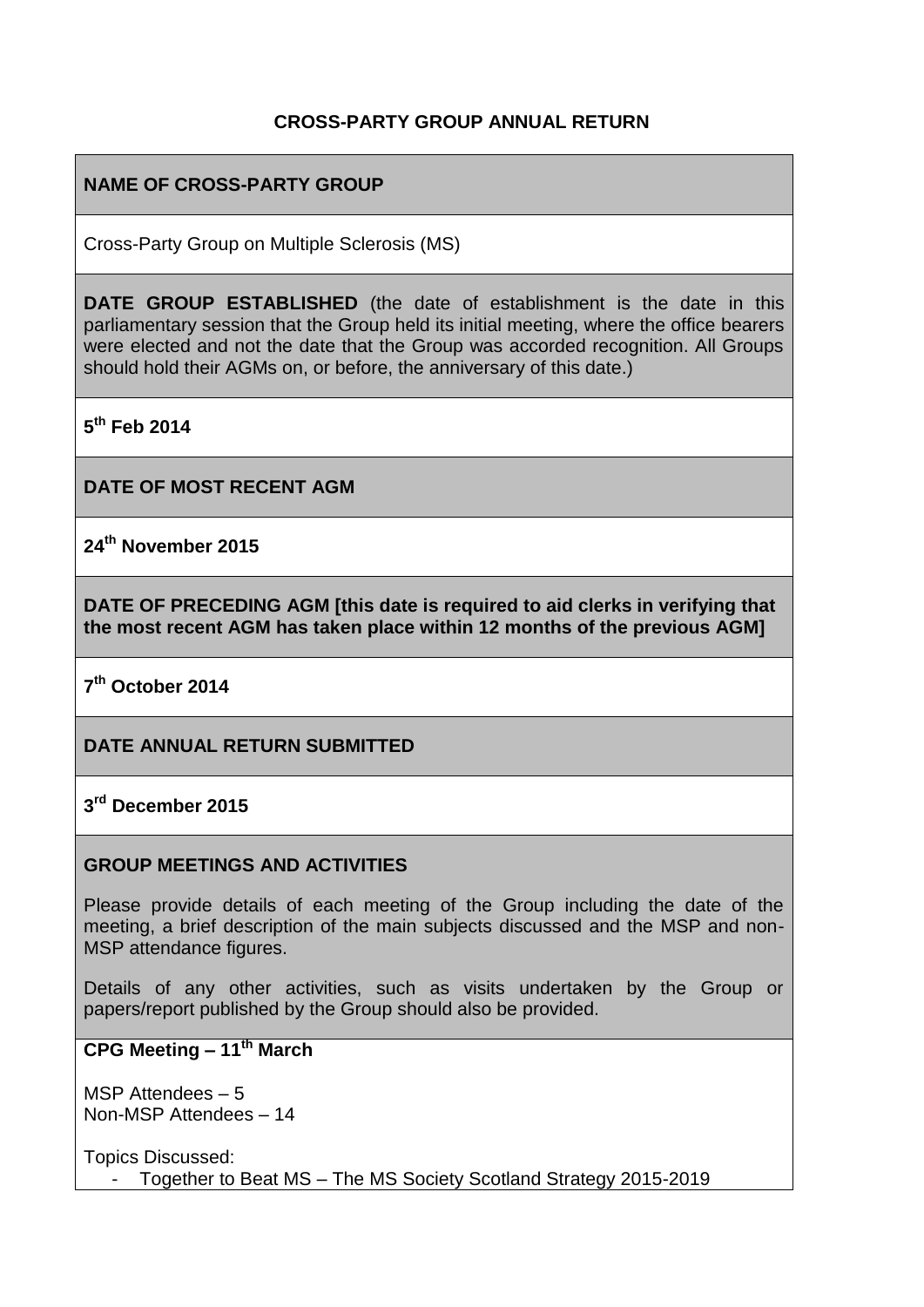## CROSS-PARTY GROUP ANNUAL RETURN

**NAME OF CROSS-PARTY GROUP**

Cross-Party Group on Multiple Sclerosis (MS)

**DATE GROUP ESTABLISHED** (the date of establishment is the date in this parliamentary session that the Group held its initial meeting, where the office bearers were elected and not the date that the Group was accorded recognition. All Groups should hold their AGMs on, or before, the anniversary of this date.)

**5th Feb 2014**

**DATE OF MOST RECENT AGM**

**24th November 2015**

**DATE OF PRECEDING AGM [this date is required to aid clerks in verifying that the most recent AGM has taken place within 12 months of the previous AGM]**

**7th October 2014**

**DATE ANNUAL RETURN SUBMITTED**

**3rd December 2015**

**GROUP MEETINGS AND ACTIVITIES**

Please provide details of each meeting of the Group including the date of the meeting, a brief description of the main subjects discussed and the MSP and non-MSP attendance figures.

Details of any other activities, such as visits undertaken by the Group or papers/report published by the Group should also be provided.

**CPG Meeting – 11th March**

MSP Attendees – 5
Non-MSP Attendees – 14

Topics Discussed:

- Together to Beat MS – The MS Society Scotland Strategy 2015-2019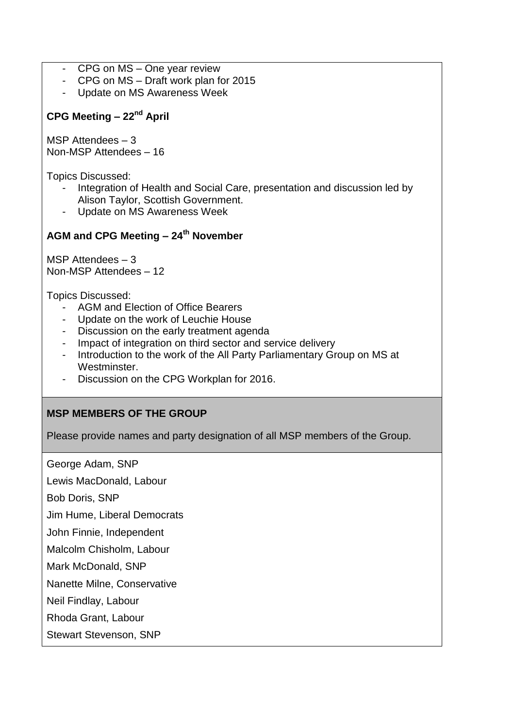- CPG on MS – One year review
- CPG on MS – Draft work plan for 2015
- Update on MS Awareness Week

**CPG Meeting – 22nd April**

MSP Attendees – 3
Non-MSP Attendees – 16

Topics Discussed:

- Integration of Health and Social Care, presentation and discussion led by Alison Taylor, Scottish Government.
- Update on MS Awareness Week

**AGM and CPG Meeting – 24th November**

MSP Attendees – 3
Non-MSP Attendees – 12

Topics Discussed:

- AGM and Election of Office Bearers
- Update on the work of Leuchie House
- Discussion on the early treatment agenda
- Impact of integration on third sector and service delivery
- Introduction to the work of the All Party Parliamentary Group on MS at Westminster.
- Discussion on the CPG Workplan for 2016.

**MSP MEMBERS OF THE GROUP**

Please provide names and party designation of all MSP members of the Group.

George Adam, SNP

Lewis MacDonald, Labour

Bob Doris, SNP

Jim Hume, Liberal Democrats

John Finnie, Independent

Malcolm Chisholm, Labour

Mark McDonald, SNP

Nanette Milne, Conservative

Neil Findlay, Labour

Rhoda Grant, Labour

Stewart Stevenson, SNP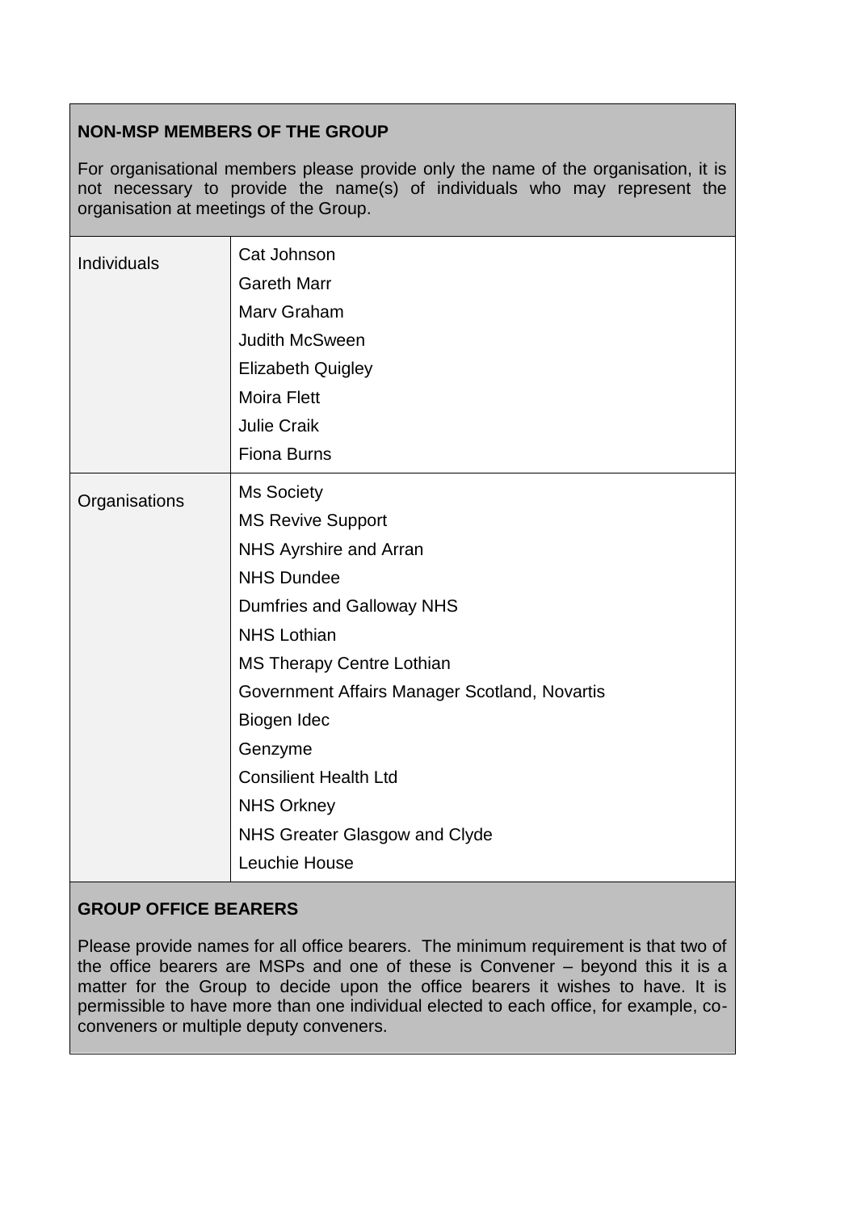**NON-MSP MEMBERS OF THE GROUP**

For organisational members please provide only the name of the organisation, it is not necessary to provide the name(s) of individuals who may represent the organisation at meetings of the Group.

| | |
|---|---|
| Individuals | Cat Johnson<br>Gareth Marr<br>Marv Graham<br>Judith McSween<br>Elizabeth Quigley<br>Moira Flett<br>Julie Craik<br>Fiona Burns |
| Organisations | Ms Society<br>MS Revive Support<br>NHS Ayrshire and Arran<br>NHS Dundee<br>Dumfries and Galloway NHS<br>NHS Lothian<br>MS Therapy Centre Lothian<br>Government Affairs Manager Scotland, Novartis<br>Biogen Idec<br>Genzyme<br>Consilient Health Ltd<br>NHS Orkney<br>NHS Greater Glasgow and Clyde<br>Leuchie House |

**GROUP OFFICE BEARERS**

Please provide names for all office bearers. The minimum requirement is that two of the office bearers are MSPs and one of these is Convener – beyond this it is a matter for the Group to decide upon the office bearers it wishes to have. It is permissible to have more than one individual elected to each office, for example, co-conveners or multiple deputy conveners.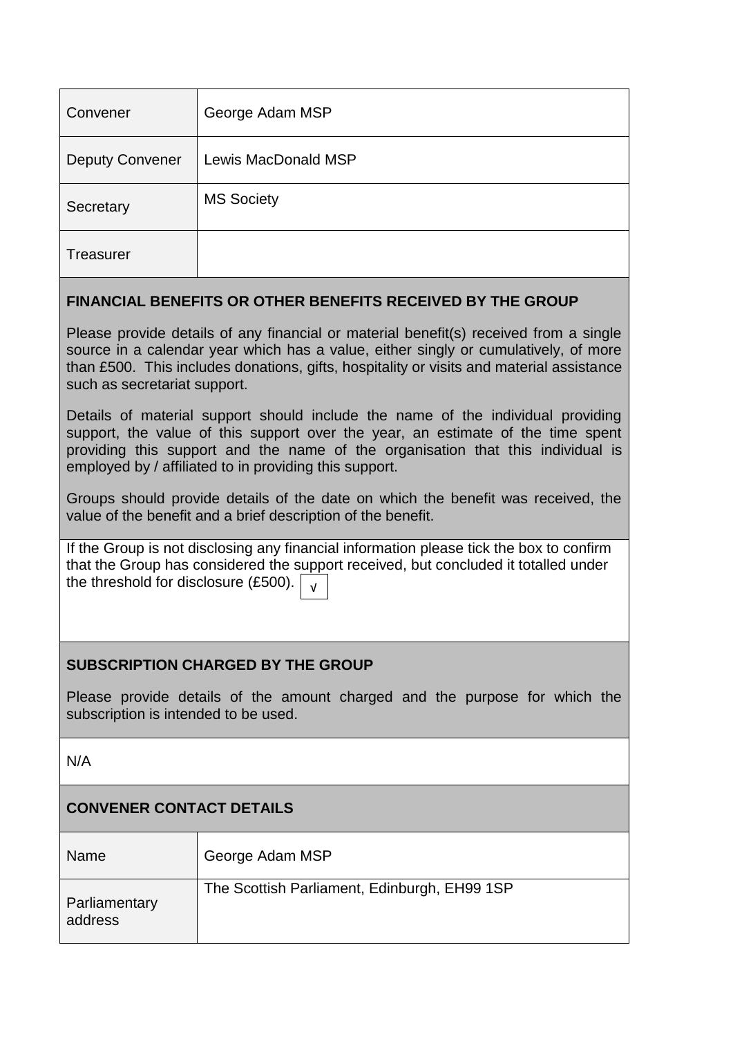| | |
|---|---|
| Convener | George Adam MSP |
| Deputy Convener | Lewis MacDonald MSP |
| Secretary | MS Society |
| Treasurer | |

**FINANCIAL BENEFITS OR OTHER BENEFITS RECEIVED BY THE GROUP**

Please provide details of any financial or material benefit(s) received from a single source in a calendar year which has a value, either singly or cumulatively, of more than £500. This includes donations, gifts, hospitality or visits and material assistance such as secretariat support.

Details of material support should include the name of the individual providing support, the value of this support over the year, an estimate of the time spent providing this support and the name of the organisation that this individual is employed by / affiliated to in providing this support.

Groups should provide details of the date on which the benefit was received, the value of the benefit and a brief description of the benefit.

If the Group is not disclosing any financial information please tick the box to confirm that the Group has considered the support received, but concluded it totalled under the threshold for disclosure (£500). √

**SUBSCRIPTION CHARGED BY THE GROUP**

Please provide details of the amount charged and the purpose for which the subscription is intended to be used.

N/A

**CONVENER CONTACT DETAILS**

| | |
|---|---|
| Name | George Adam MSP |
| Parliamentary address | The Scottish Parliament, Edinburgh, EH99 1SP |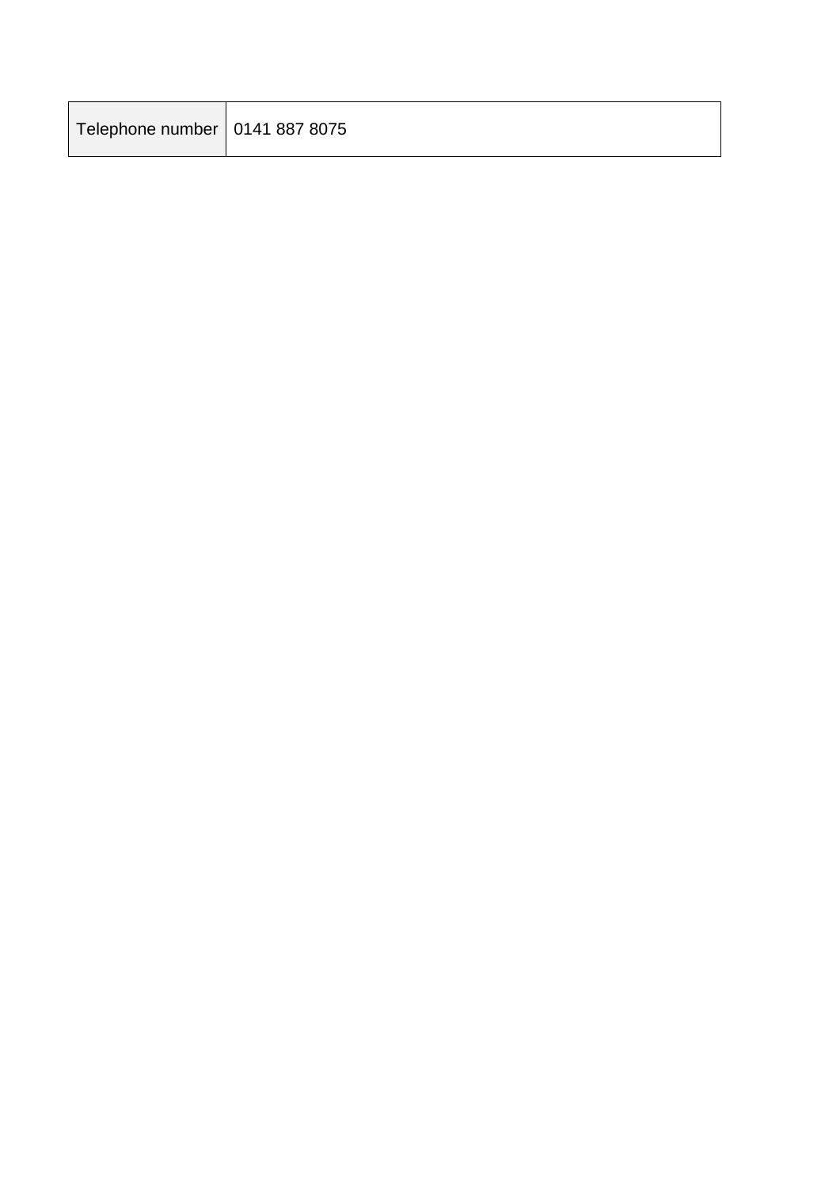| | |
|---|---|
| Telephone number | 0141 887 8075 |